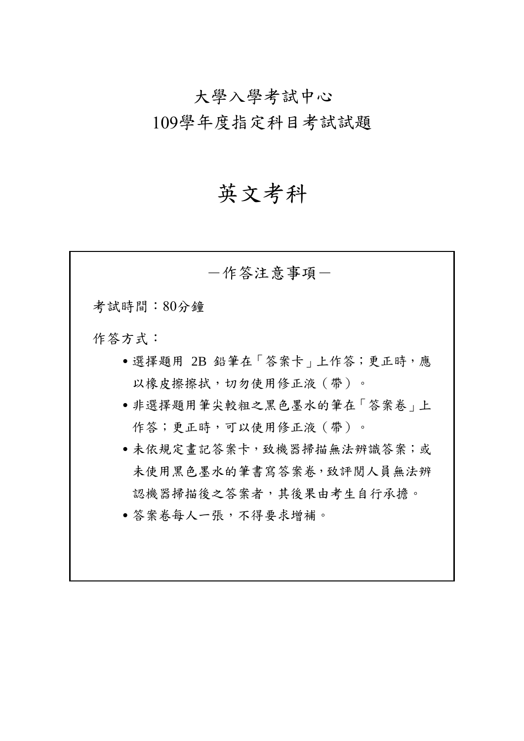# 大學入學考試中心
# 109學年度指定科目考試試題

# 英文考科

—作答注意事項—

考試時間：80分鐘

作答方式：

- 選擇題用 2B 鉛筆在「答案卡」上作答；更正時，應以橡皮擦擦拭，切勿使用修正液（帶）。
- 非選擇題用筆尖較粗之黑色墨水的筆在「答案卷」上作答；更正時，可以使用修正液（帶）。
- 未依規定畫記答案卡，致機器掃描無法辨識答案；或未使用黑色墨水的筆書寫答案卷，致評閱人員無法辨認機器掃描後之答案者，其後果由考生自行承擔。
- 答案卷每人一張，不得要求增補。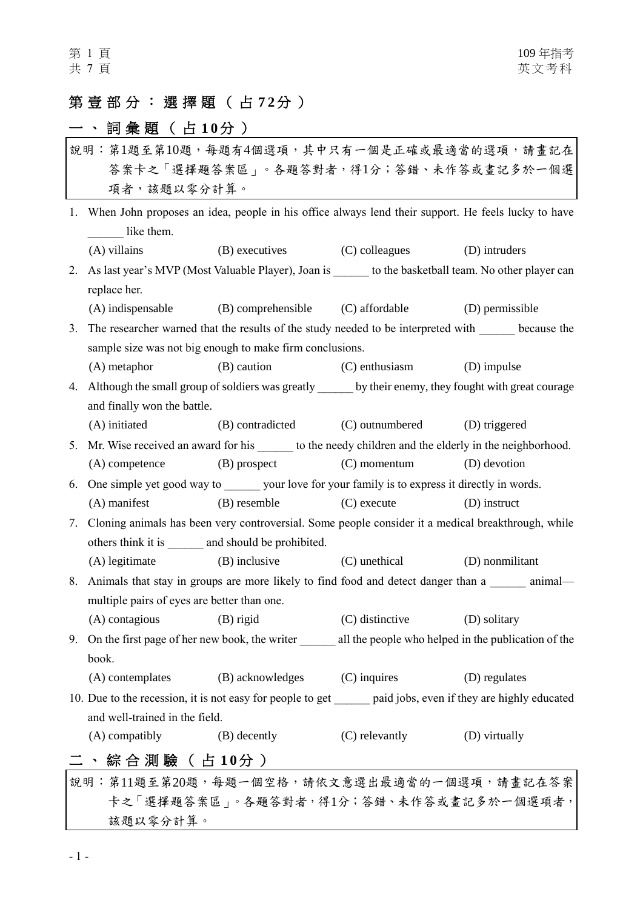# 第壹部分：選擇題（占72分）

## 一、詞彙題（占10分）

說明：第1題至第10題，每題有4個選項，其中只有一個是正確或最適當的選項，請畫記在答案卡之「選擇題答案區」。各題答對者，得1分；答錯、未作答或畫記多於一個選項者，該題以零分計算。

1. When John proposes an idea, people in his office always lend their support. He feels lucky to have ______ like them.
   (A) villains (B) executives (C) colleagues (D) intruders

2. As last year's MVP (Most Valuable Player), Joan is ______ to the basketball team. No other player can replace her.
   (A) indispensable (B) comprehensible (C) affordable (D) permissible

3. The researcher warned that the results of the study needed to be interpreted with ______ because the sample size was not big enough to make firm conclusions.
   (A) metaphor (B) caution (C) enthusiasm (D) impulse

4. Although the small group of soldiers was greatly ______ by their enemy, they fought with great courage and finally won the battle.
   (A) initiated (B) contradicted (C) outnumbered (D) triggered

5. Mr. Wise received an award for his ______ to the needy children and the elderly in the neighborhood.
   (A) competence (B) prospect (C) momentum (D) devotion

6. One simple yet good way to ______ your love for your family is to express it directly in words.
   (A) manifest (B) resemble (C) execute (D) instruct

7. Cloning animals has been very controversial. Some people consider it a medical breakthrough, while others think it is ______ and should be prohibited.
   (A) legitimate (B) inclusive (C) unethical (D) nonmilitant

8. Animals that stay in groups are more likely to find food and detect danger than a ______ animal—multiple pairs of eyes are better than one.
   (A) contagious (B) rigid (C) distinctive (D) solitary

9. On the first page of her new book, the writer ______ all the people who helped in the publication of the book.
   (A) contemplates (B) acknowledges (C) inquires (D) regulates

10. Due to the recession, it is not easy for people to get ______ paid jobs, even if they are highly educated and well-trained in the field.
    (A) compatibly (B) decently (C) relevantly (D) virtually

## 二、綜合測驗（占10分）

說明：第11題至第20題，每題一個空格，請依文意選出最適當的一個選項，請畫記在答案卡之「選擇題答案區」。各題答對者，得1分；答錯、未作答或畫記多於一個選項者，該題以零分計算。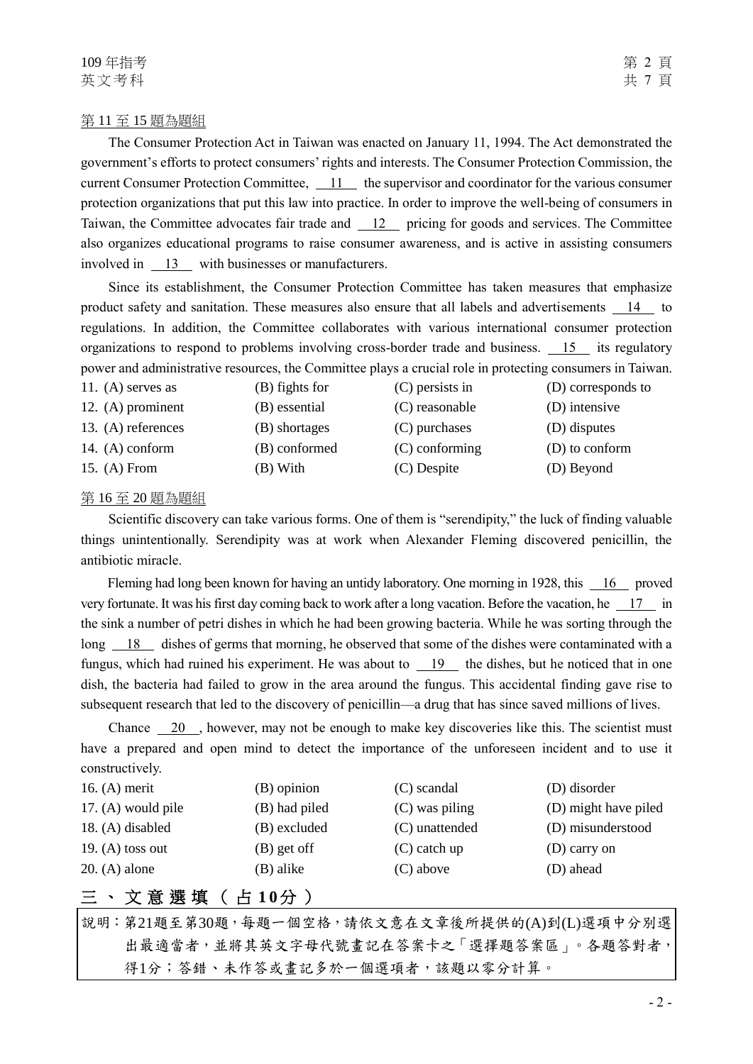第11至15題為題組

The Consumer Protection Act in Taiwan was enacted on January 11, 1994. The Act demonstrated the government's efforts to protect consumers' rights and interests. The Consumer Protection Commission, the current Consumer Protection Committee, __11__ the supervisor and coordinator for the various consumer protection organizations that put this law into practice. In order to improve the well-being of consumers in Taiwan, the Committee advocates fair trade and __12__ pricing for goods and services. The Committee also organizes educational programs to raise consumer awareness, and is active in assisting consumers involved in __13__ with businesses or manufacturers.

Since its establishment, the Consumer Protection Committee has taken measures that emphasize product safety and sanitation. These measures also ensure that all labels and advertisements __14__ to regulations. In addition, the Committee collaborates with various international consumer protection organizations to respond to problems involving cross-border trade and business. __15__ its regulatory power and administrative resources, the Committee plays a crucial role in protecting consumers in Taiwan.

11. (A) serves as (B) fights for (C) persists in (D) corresponds to
12. (A) prominent (B) essential (C) reasonable (D) intensive
13. (A) references (B) shortages (C) purchases (D) disputes
14. (A) conform (B) conformed (C) conforming (D) to conform
15. (A) From (B) With (C) Despite (D) Beyond

第16至20題為題組

Scientific discovery can take various forms. One of them is "serendipity," the luck of finding valuable things unintentionally. Serendipity was at work when Alexander Fleming discovered penicillin, the antibiotic miracle.

Fleming had long been known for having an untidy laboratory. One morning in 1928, this __16__ proved very fortunate. It was his first day coming back to work after a long vacation. Before the vacation, he __17__ in the sink a number of petri dishes in which he had been growing bacteria. While he was sorting through the long __18__ dishes of germs that morning, he observed that some of the dishes were contaminated with a fungus, which had ruined his experiment. He was about to __19__ the dishes, but he noticed that in one dish, the bacteria had failed to grow in the area around the fungus. This accidental finding gave rise to subsequent research that led to the discovery of penicillin—a drug that has since saved millions of lives.

Chance __20__, however, may not be enough to make key discoveries like this. The scientist must have a prepared and open mind to detect the importance of the unforeseen incident and to use it constructively.

16. (A) merit (B) opinion (C) scandal (D) disorder
17. (A) would pile (B) had piled (C) was piling (D) might have piled
18. (A) disabled (B) excluded (C) unattended (D) misunderstood
19. (A) toss out (B) get off (C) catch up (D) carry on
20. (A) alone (B) alike (C) above (D) ahead

## 三、文意選填（占10分）

說明：第21題至第30題，每題一個空格，請依文意在文章後所提供的(A)到(L)選項中分別選出最適當者，並將其英文字母代號畫記在答案卡之「選擇題答案區」。各題答對者，得1分；答錯、未作答或畫記多於一個選項者，該題以零分計算。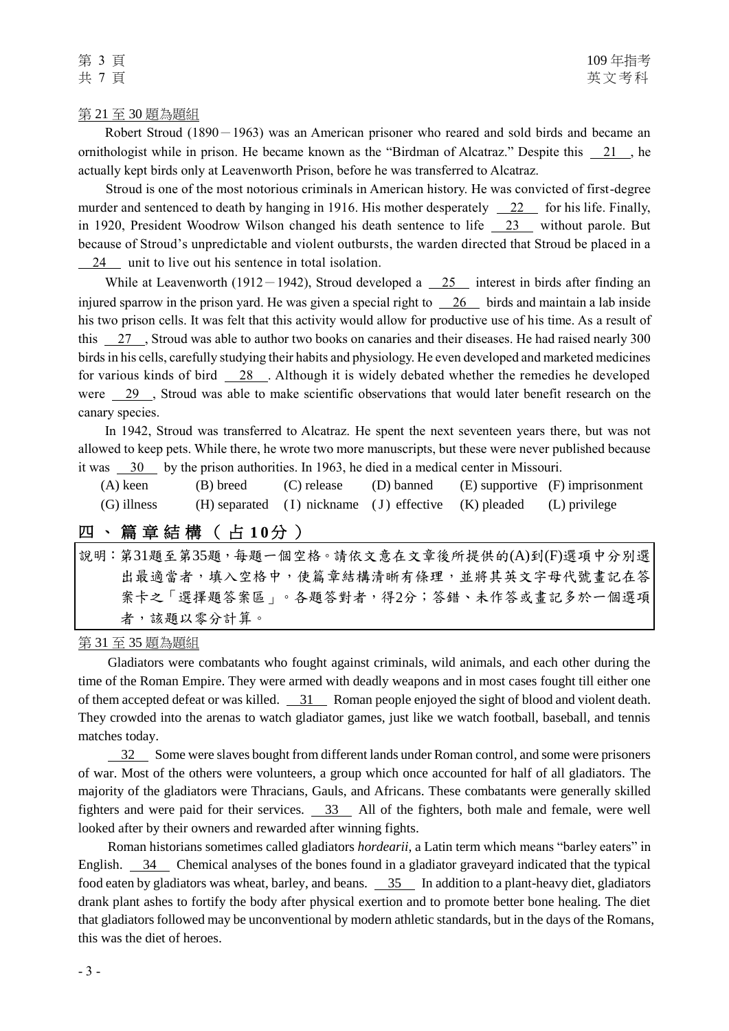第21至30題為題組

Robert Stroud (1890－1963) was an American prisoner who reared and sold birds and became an ornithologist while in prison. He became known as the "Birdman of Alcatraz." Despite this __21__, he actually kept birds only at Leavenworth Prison, before he was transferred to Alcatraz.

Stroud is one of the most notorious criminals in American history. He was convicted of first-degree murder and sentenced to death by hanging in 1916. His mother desperately __22__ for his life. Finally, in 1920, President Woodrow Wilson changed his death sentence to life __23__ without parole. But because of Stroud's unpredictable and violent outbursts, the warden directed that Stroud be placed in a __24__ unit to live out his sentence in total isolation.

While at Leavenworth (1912－1942), Stroud developed a __25__ interest in birds after finding an injured sparrow in the prison yard. He was given a special right to __26__ birds and maintain a lab inside his two prison cells. It was felt that this activity would allow for productive use of his time. As a result of this __27__, Stroud was able to author two books on canaries and their diseases. He had raised nearly 300 birds in his cells, carefully studying their habits and physiology. He even developed and marketed medicines for various kinds of bird __28__. Although it is widely debated whether the remedies he developed were __29__, Stroud was able to make scientific observations that would later benefit research on the canary species.

In 1942, Stroud was transferred to Alcatraz. He spent the next seventeen years there, but was not allowed to keep pets. While there, he wrote two more manuscripts, but these were never published because it was __30__ by the prison authorities. In 1963, he died in a medical center in Missouri.

(A) keen　(B) breed　(C) release　(D) banned　(E) supportive　(F) imprisonment
(G) illness　(H) separated　(I) nickname　(J) effective　(K) pleaded　(L) privilege

## 四、篇章結構（占10分）

說明：第31題至第35題，每題一個空格。請依文意在文章後所提供的(A)到(F)選項中分別選出最適當者，填入空格中，使篇章結構清晰有條理，並將其英文字母代號畫記在答案卡之「選擇題答案區」。各題答對者，得2分；答錯、未作答或畫記多於一個選項者，該題以零分計算。

第31至35題為題組

Gladiators were combatants who fought against criminals, wild animals, and each other during the time of the Roman Empire. They were armed with deadly weapons and in most cases fought till either one of them accepted defeat or was killed. __31__ Roman people enjoyed the sight of blood and violent death. They crowded into the arenas to watch gladiator games, just like we watch football, baseball, and tennis matches today.

__32__ Some were slaves bought from different lands under Roman control, and some were prisoners of war. Most of the others were volunteers, a group which once accounted for half of all gladiators. The majority of the gladiators were Thracians, Gauls, and Africans. These combatants were generally skilled fighters and were paid for their services. __33__ All of the fighters, both male and female, were well looked after by their owners and rewarded after winning fights.

Roman historians sometimes called gladiators *hordearii*, a Latin term which means "barley eaters" in English. __34__ Chemical analyses of the bones found in a gladiator graveyard indicated that the typical food eaten by gladiators was wheat, barley, and beans. __35__ In addition to a plant-heavy diet, gladiators drank plant ashes to fortify the body after physical exertion and to promote better bone healing. The diet that gladiators followed may be unconventional by modern athletic standards, but in the days of the Romans, this was the diet of heroes.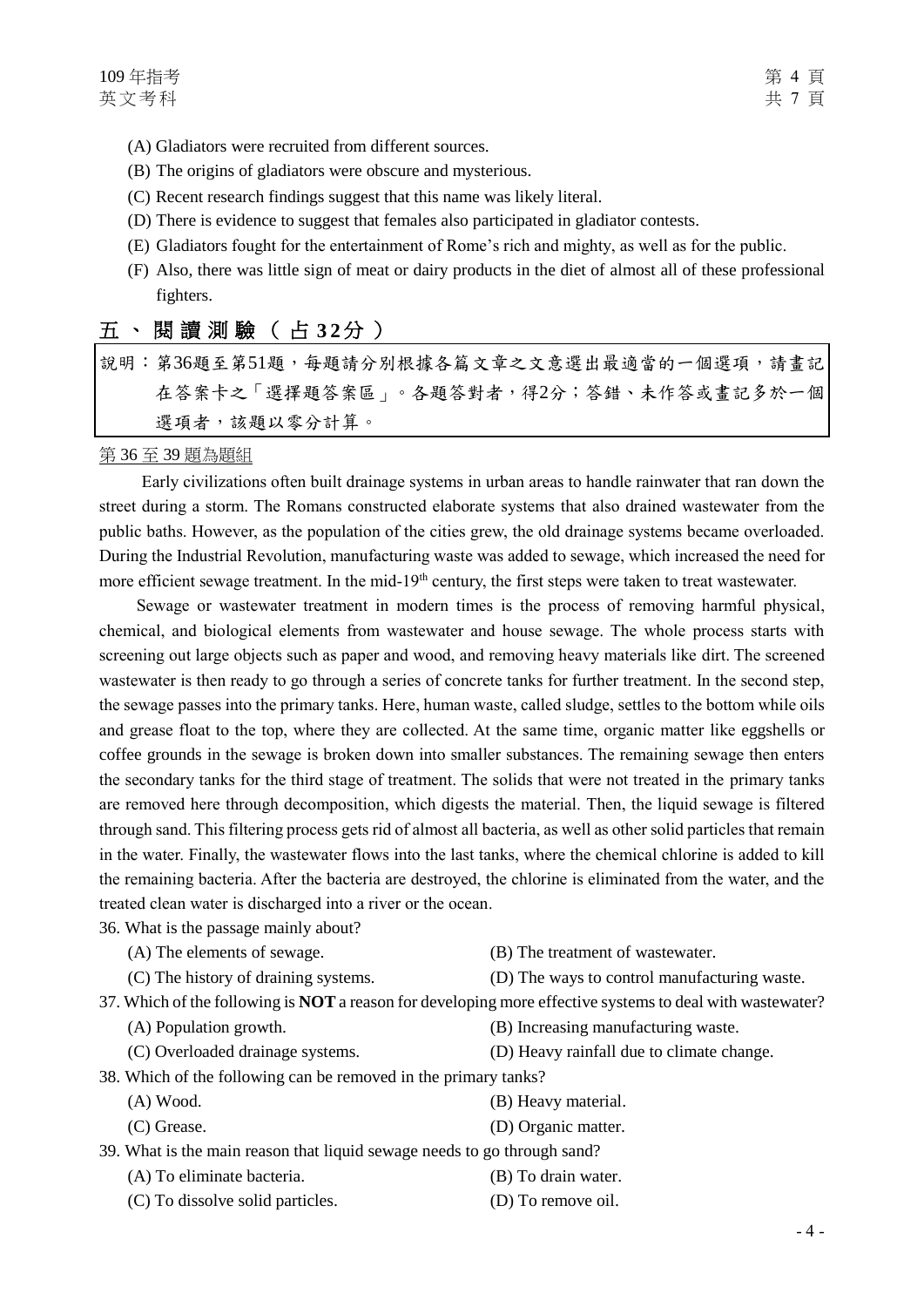(A) Gladiators were recruited from different sources.

(B) The origins of gladiators were obscure and mysterious.

(C) Recent research findings suggest that this name was likely literal.

(D) There is evidence to suggest that females also participated in gladiator contests.

(E) Gladiators fought for the entertainment of Rome's rich and mighty, as well as for the public.

(F) Also, there was little sign of meat or dairy products in the diet of almost all of these professional fighters.

## 五、閱讀測驗（占32分）

說明：第36題至第51題，每題請分別根據各篇文章之文意選出最適當的一個選項，請畫記在答案卡之「選擇題答案區」。各題答對者，得2分；答錯、未作答或畫記多於一個選項者，該題以零分計算。

第36至39題為題組

Early civilizations often built drainage systems in urban areas to handle rainwater that ran down the street during a storm. The Romans constructed elaborate systems that also drained wastewater from the public baths. However, as the population of the cities grew, the old drainage systems became overloaded. During the Industrial Revolution, manufacturing waste was added to sewage, which increased the need for more efficient sewage treatment. In the mid-19th century, the first steps were taken to treat wastewater.

Sewage or wastewater treatment in modern times is the process of removing harmful physical, chemical, and biological elements from wastewater and house sewage. The whole process starts with screening out large objects such as paper and wood, and removing heavy materials like dirt. The screened wastewater is then ready to go through a series of concrete tanks for further treatment. In the second step, the sewage passes into the primary tanks. Here, human waste, called sludge, settles to the bottom while oils and grease float to the top, where they are collected. At the same time, organic matter like eggshells or coffee grounds in the sewage is broken down into smaller substances. The remaining sewage then enters the secondary tanks for the third stage of treatment. The solids that were not treated in the primary tanks are removed here through decomposition, which digests the material. Then, the liquid sewage is filtered through sand. This filtering process gets rid of almost all bacteria, as well as other solid particles that remain in the water. Finally, the wastewater flows into the last tanks, where the chemical chlorine is added to kill the remaining bacteria. After the bacteria are destroyed, the chlorine is eliminated from the water, and the treated clean water is discharged into a river or the ocean.

36. What is the passage mainly about?

(A) The elements of sewage.
(B) The treatment of wastewater.
(C) The history of draining systems.
(D) The ways to control manufacturing waste.

37. Which of the following is **NOT** a reason for developing more effective systems to deal with wastewater?

(A) Population growth.
(B) Increasing manufacturing waste.
(C) Overloaded drainage systems.
(D) Heavy rainfall due to climate change.

38. Which of the following can be removed in the primary tanks?

(A) Wood.
(B) Heavy material.
(C) Grease.
(D) Organic matter.

39. What is the main reason that liquid sewage needs to go through sand?

(A) To eliminate bacteria.
(B) To drain water.
(C) To dissolve solid particles.
(D) To remove oil.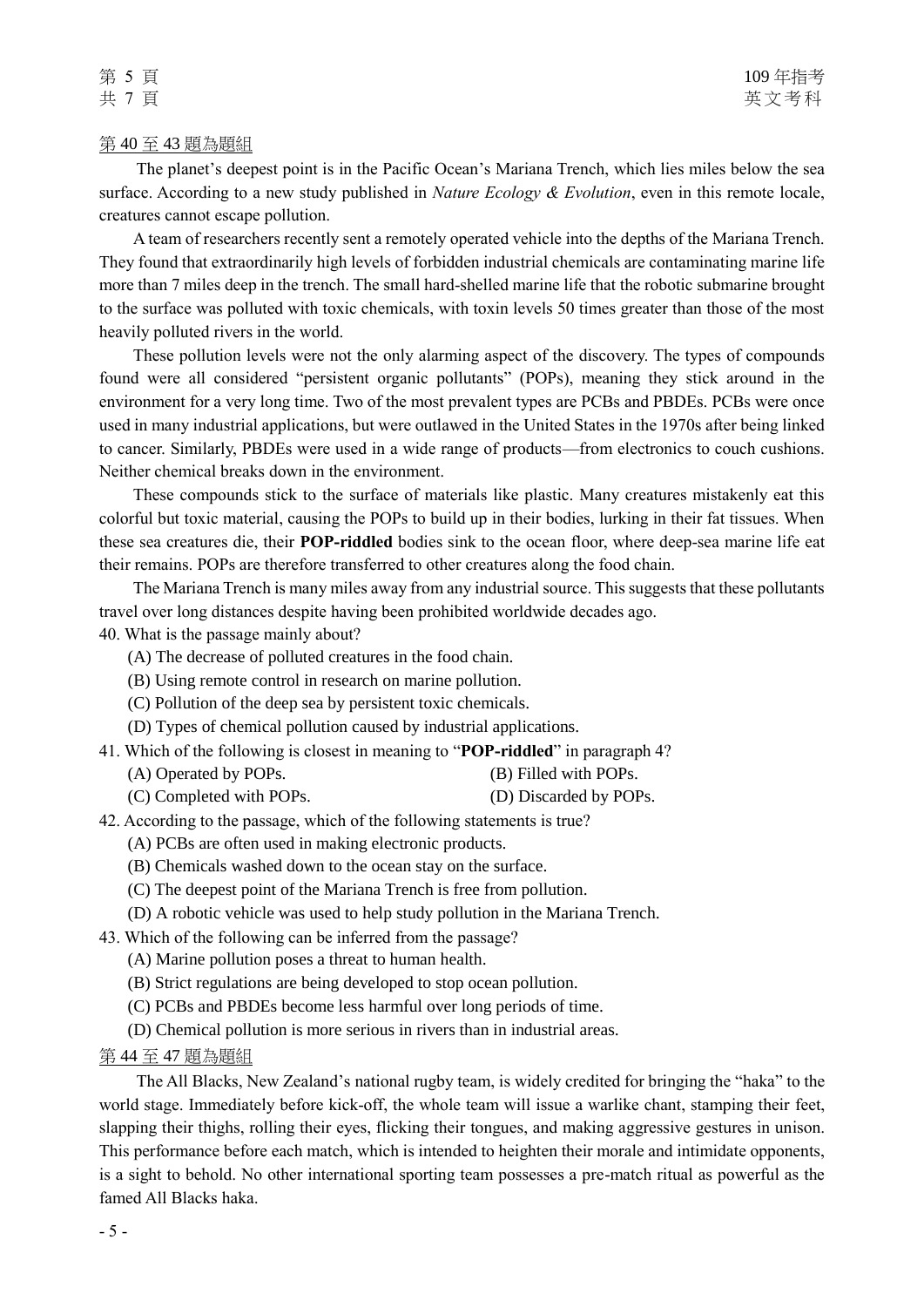第 40 至 43 題為題組

The planet's deepest point is in the Pacific Ocean's Mariana Trench, which lies miles below the sea surface. According to a new study published in *Nature Ecology & Evolution*, even in this remote locale, creatures cannot escape pollution.

A team of researchers recently sent a remotely operated vehicle into the depths of the Mariana Trench. They found that extraordinarily high levels of forbidden industrial chemicals are contaminating marine life more than 7 miles deep in the trench. The small hard-shelled marine life that the robotic submarine brought to the surface was polluted with toxic chemicals, with toxin levels 50 times greater than those of the most heavily polluted rivers in the world.

These pollution levels were not the only alarming aspect of the discovery. The types of compounds found were all considered "persistent organic pollutants" (POPs), meaning they stick around in the environment for a very long time. Two of the most prevalent types are PCBs and PBDEs. PCBs were once used in many industrial applications, but were outlawed in the United States in the 1970s after being linked to cancer. Similarly, PBDEs were used in a wide range of products—from electronics to couch cushions. Neither chemical breaks down in the environment.

These compounds stick to the surface of materials like plastic. Many creatures mistakenly eat this colorful but toxic material, causing the POPs to build up in their bodies, lurking in their fat tissues. When these sea creatures die, their **POP-riddled** bodies sink to the ocean floor, where deep-sea marine life eat their remains. POPs are therefore transferred to other creatures along the food chain.

The Mariana Trench is many miles away from any industrial source. This suggests that these pollutants travel over long distances despite having been prohibited worldwide decades ago.

40. What is the passage mainly about?
   (A) The decrease of polluted creatures in the food chain.
   (B) Using remote control in research on marine pollution.
   (C) Pollution of the deep sea by persistent toxic chemicals.
   (D) Types of chemical pollution caused by industrial applications.

41. Which of the following is closest in meaning to "**POP-riddled**" in paragraph 4?
   (A) Operated by POPs.
   (B) Filled with POPs.
   (C) Completed with POPs.
   (D) Discarded by POPs.

42. According to the passage, which of the following statements is true?
   (A) PCBs are often used in making electronic products.
   (B) Chemicals washed down to the ocean stay on the surface.
   (C) The deepest point of the Mariana Trench is free from pollution.
   (D) A robotic vehicle was used to help study pollution in the Mariana Trench.

43. Which of the following can be inferred from the passage?
   (A) Marine pollution poses a threat to human health.
   (B) Strict regulations are being developed to stop ocean pollution.
   (C) PCBs and PBDEs become less harmful over long periods of time.
   (D) Chemical pollution is more serious in rivers than in industrial areas.

第 44 至 47 題為題組

The All Blacks, New Zealand's national rugby team, is widely credited for bringing the "haka" to the world stage. Immediately before kick-off, the whole team will issue a warlike chant, stamping their feet, slapping their thighs, rolling their eyes, flicking their tongues, and making aggressive gestures in unison. This performance before each match, which is intended to heighten their morale and intimidate opponents, is a sight to behold. No other international sporting team possesses a pre-match ritual as powerful as the famed All Blacks haka.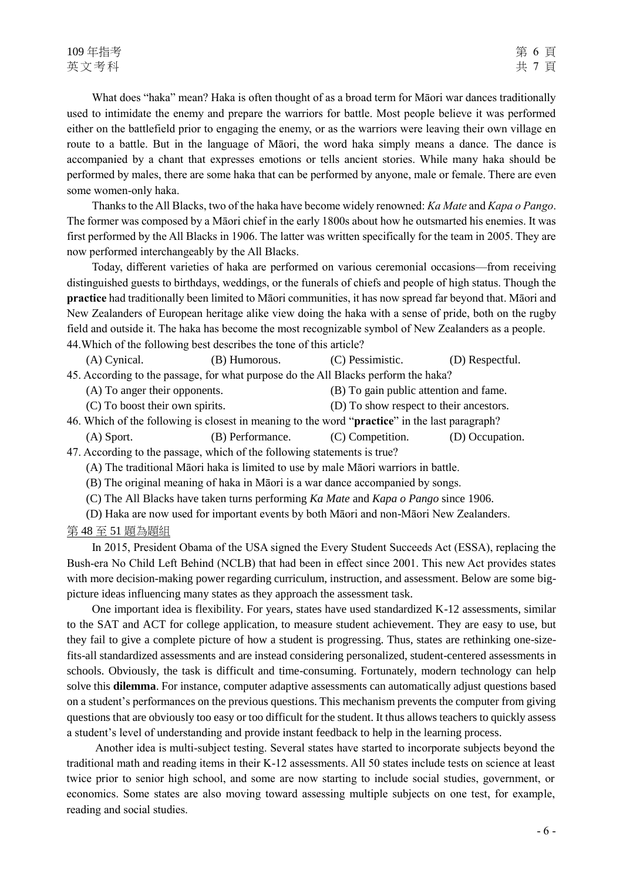What does "haka" mean? Haka is often thought of as a broad term for Māori war dances traditionally used to intimidate the enemy and prepare the warriors for battle. Most people believe it was performed either on the battlefield prior to engaging the enemy, or as the warriors were leaving their own village en route to a battle. But in the language of Māori, the word haka simply means a dance. The dance is accompanied by a chant that expresses emotions or tells ancient stories. While many haka should be performed by males, there are some haka that can be performed by anyone, male or female. There are even some women-only haka.

Thanks to the All Blacks, two of the haka have become widely renowned: *Ka Mate* and *Kapa o Pango*. The former was composed by a Māori chief in the early 1800s about how he outsmarted his enemies. It was first performed by the All Blacks in 1906. The latter was written specifically for the team in 2005. They are now performed interchangeably by the All Blacks.

Today, different varieties of haka are performed on various ceremonial occasions—from receiving distinguished guests to birthdays, weddings, or the funerals of chiefs and people of high status. Though the **practice** had traditionally been limited to Māori communities, it has now spread far beyond that. Māori and New Zealanders of European heritage alike view doing the haka with a sense of pride, both on the rugby field and outside it. The haka has become the most recognizable symbol of New Zealanders as a people.

44. Which of the following best describes the tone of this article?

(A) Cynical. (B) Humorous. (C) Pessimistic. (D) Respectful.

45. According to the passage, for what purpose do the All Blacks perform the haka?

(A) To anger their opponents.
(B) To gain public attention and fame.
(C) To boost their own spirits.
(D) To show respect to their ancestors.

46. Which of the following is closest in meaning to the word "**practice**" in the last paragraph?

(A) Sport. (B) Performance. (C) Competition. (D) Occupation.

47. According to the passage, which of the following statements is true?

(A) The traditional Māori haka is limited to use by male Māori warriors in battle.
(B) The original meaning of haka in Māori is a war dance accompanied by songs.
(C) The All Blacks have taken turns performing *Ka Mate* and *Kapa o Pango* since 1906.
(D) Haka are now used for important events by both Māori and non-Māori New Zealanders.

第 48 至 51 題為題組

In 2015, President Obama of the USA signed the Every Student Succeeds Act (ESSA), replacing the Bush-era No Child Left Behind (NCLB) that had been in effect since 2001. This new Act provides states with more decision-making power regarding curriculum, instruction, and assessment. Below are some big-picture ideas influencing many states as they approach the assessment task.

One important idea is flexibility. For years, states have used standardized K-12 assessments, similar to the SAT and ACT for college application, to measure student achievement. They are easy to use, but they fail to give a complete picture of how a student is progressing. Thus, states are rethinking one-size-fits-all standardized assessments and are instead considering personalized, student-centered assessments in schools. Obviously, the task is difficult and time-consuming. Fortunately, modern technology can help solve this **dilemma**. For instance, computer adaptive assessments can automatically adjust questions based on a student's performances on the previous questions. This mechanism prevents the computer from giving questions that are obviously too easy or too difficult for the student. It thus allows teachers to quickly assess a student's level of understanding and provide instant feedback to help in the learning process.

Another idea is multi-subject testing. Several states have started to incorporate subjects beyond the traditional math and reading items in their K-12 assessments. All 50 states include tests on science at least twice prior to senior high school, and some are now starting to include social studies, government, or economics. Some states are also moving toward assessing multiple subjects on one test, for example, reading and social studies.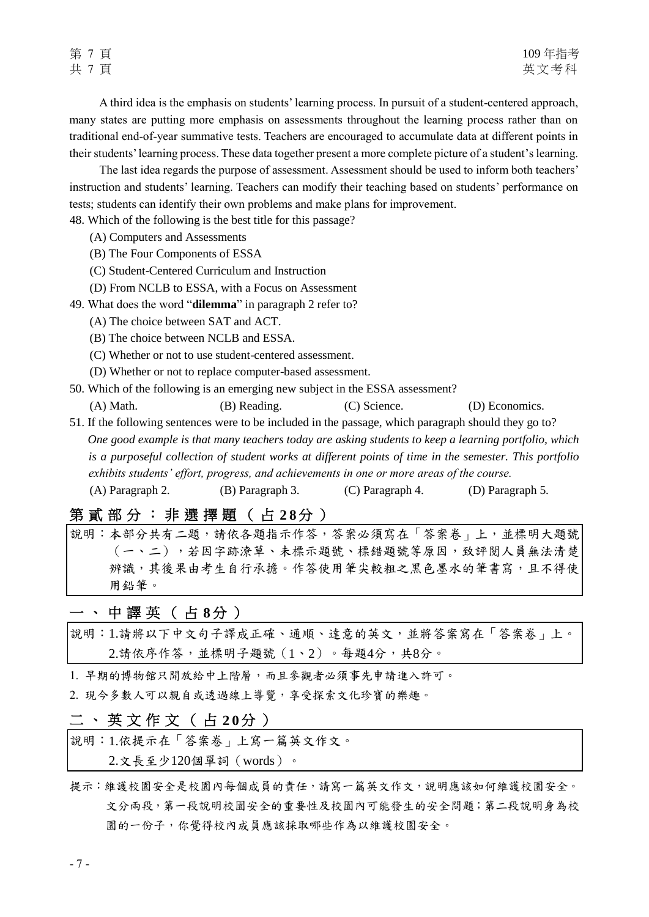A third idea is the emphasis on students' learning process. In pursuit of a student-centered approach, many states are putting more emphasis on assessments throughout the learning process rather than on traditional end-of-year summative tests. Teachers are encouraged to accumulate data at different points in their students' learning process. These data together present a more complete picture of a student's learning.

The last idea regards the purpose of assessment. Assessment should be used to inform both teachers' instruction and students' learning. Teachers can modify their teaching based on students' performance on tests; students can identify their own problems and make plans for improvement.

48. Which of the following is the best title for this passage?
    (A) Computers and Assessments
    (B) The Four Components of ESSA
    (C) Student-Centered Curriculum and Instruction
    (D) From NCLB to ESSA, with a Focus on Assessment

49. What does the word "**dilemma**" in paragraph 2 refer to?
    (A) The choice between SAT and ACT.
    (B) The choice between NCLB and ESSA.
    (C) Whether or not to use student-centered assessment.
    (D) Whether or not to replace computer-based assessment.

50. Which of the following is an emerging new subject in the ESSA assessment?
    (A) Math. (B) Reading. (C) Science. (D) Economics.

51. If the following sentences were to be included in the passage, which paragraph should they go to?
    *One good example is that many teachers today are asking students to keep a learning portfolio, which is a purposeful collection of student works at different points of time in the semester. This portfolio exhibits students' effort, progress, and achievements in one or more areas of the course.*
    (A) Paragraph 2. (B) Paragraph 3. (C) Paragraph 4. (D) Paragraph 5.

## 第貳部分：非選擇題（占28分）

說明：本部分共有二題，請依各題指示作答，答案必須寫在「答案卷」上，並標明大題號（一、二），若因字跡潦草、未標示題號、標錯題號等原因，致評閱人員無法清楚辨識，其後果由考生自行承擔。作答使用筆尖較粗之黑色墨水的筆書寫，且不得使用鉛筆。

## 一、中譯英（占8分）

說明：1.請將以下中文句子譯成正確、通順、達意的英文，並將答案寫在「答案卷」上。
　　　2.請依序作答，並標明子題號（1、2）。每題4分，共8分。

1. 早期的博物館只開放給中上階層，而且參觀者必須事先申請進入許可。
2. 現今多數人可以親自或透過線上導覽，享受探索文化珍寶的樂趣。

## 二、英文作文（占20分）

說明：1.依提示在「答案卷」上寫一篇英文作文。
　　　2.文長至少120個單詞（words）。

提示：維護校園安全是校園內每個成員的責任，請寫一篇英文作文，說明應該如何維護校園安全。文分兩段，第一段說明校園安全的重要性及校園內可能發生的安全問題；第二段說明身為校園的一份子，你覺得校內成員應該採取哪些作為以維護校園安全。